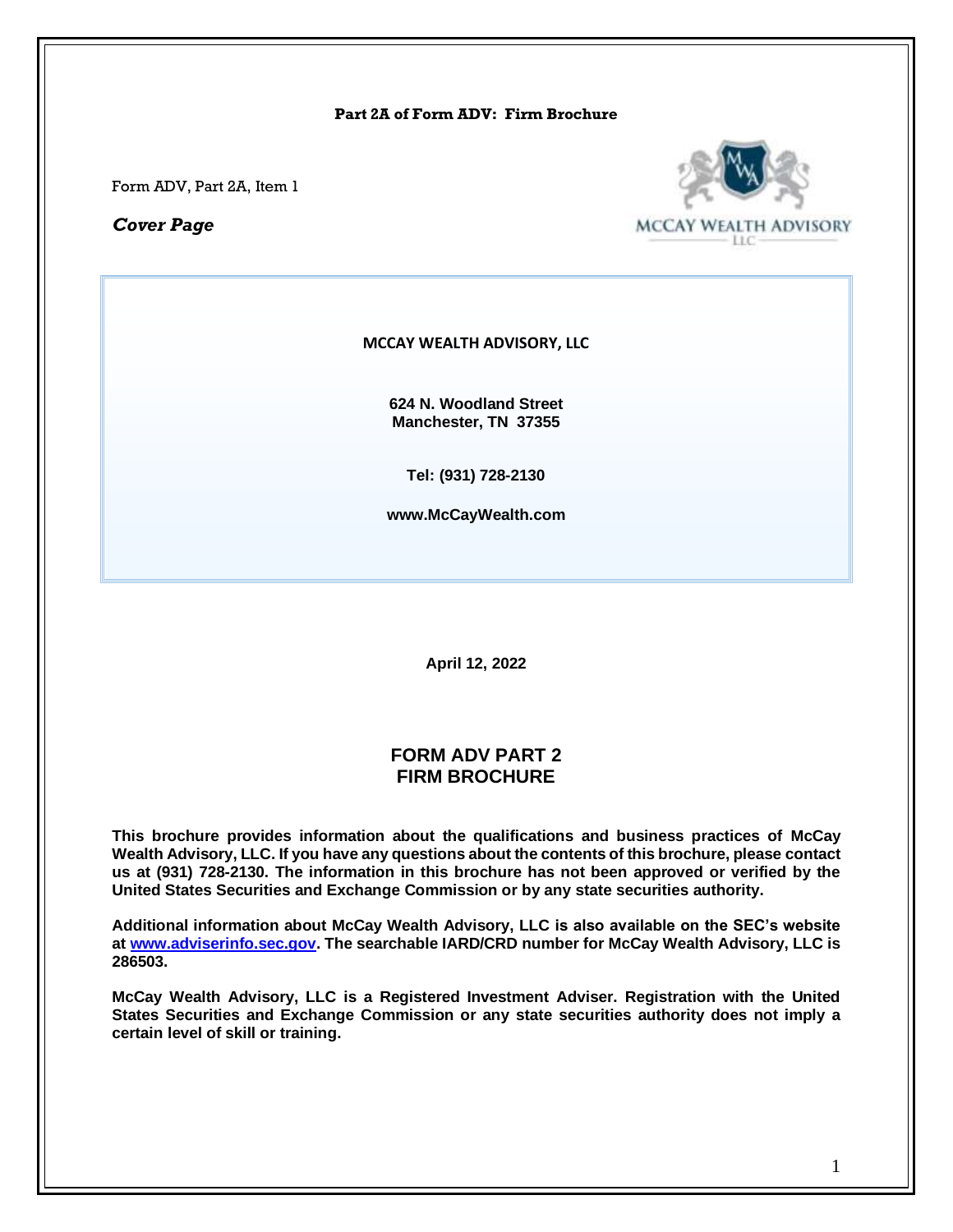**Part 2A of Form ADV: Firm Brochure**

Form ADV, Part 2A, Item 1

***Cover Page***

MCCAY WEALTH ADVISORY LLC

**MCCAY WEALTH ADVISORY, LLC**

**624 N. Woodland Street**
**Manchester, TN 37355**

**Tel: (931) 728-2130**

**www.McCayWealth.com**

**April 12, 2022**

## FORM ADV PART 2
## FIRM BROCHURE

**This brochure provides information about the qualifications and business practices of McCay Wealth Advisory, LLC. If you have any questions about the contents of this brochure, please contact us at (931) 728-2130. The information in this brochure has not been approved or verified by the United States Securities and Exchange Commission or by any state securities authority.**

**Additional information about McCay Wealth Advisory, LLC is also available on the SEC's website at [www.adviserinfo.sec.gov](http://www.adviserinfo.sec.gov). The searchable IARD/CRD number for McCay Wealth Advisory, LLC is 286503.**

**McCay Wealth Advisory, LLC is a Registered Investment Adviser. Registration with the United States Securities and Exchange Commission or any state securities authority does not imply a certain level of skill or training.**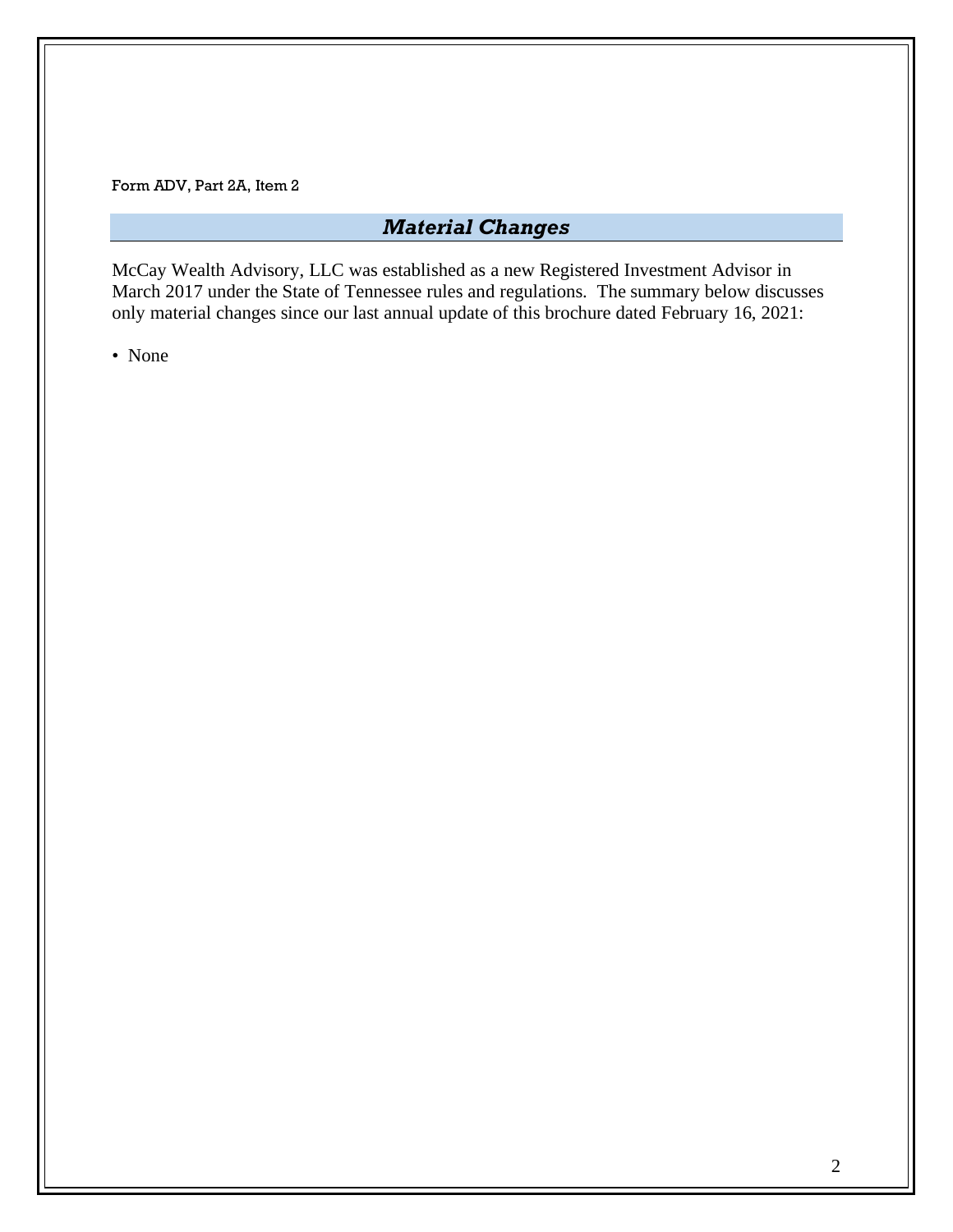Form ADV, Part 2A, Item 2

## *Material Changes*

McCay Wealth Advisory, LLC was established as a new Registered Investment Advisor in March 2017 under the State of Tennessee rules and regulations. The summary below discusses only material changes since our last annual update of this brochure dated February 16, 2021:

- None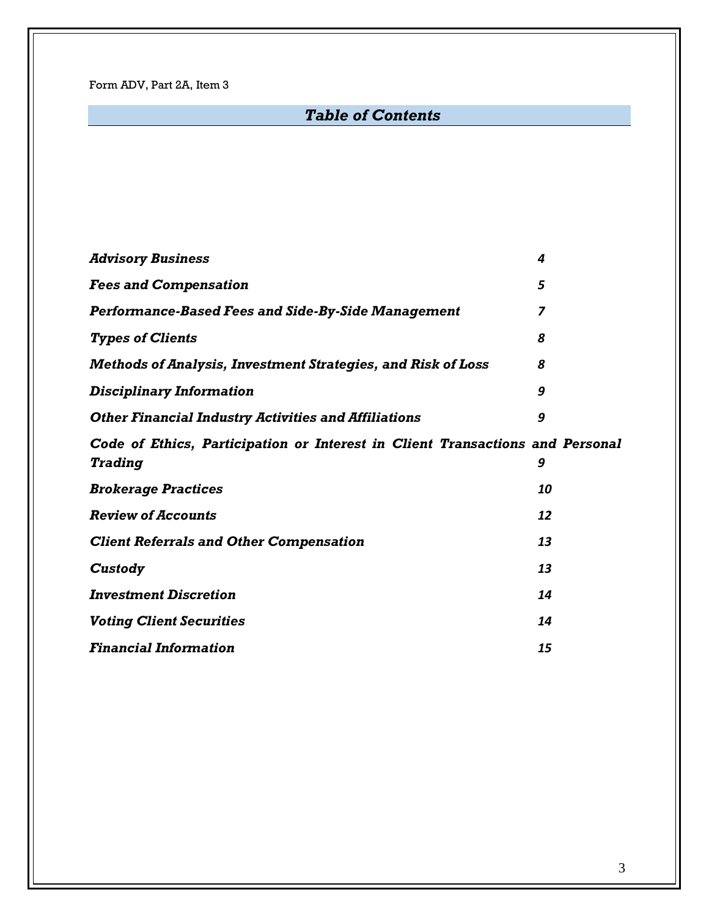Form ADV, Part 2A, Item 3

## *Table of Contents*

| | |
|---|---|
| ***Advisory Business*** | ***4*** |
| ***Fees and Compensation*** | ***5*** |
| ***Performance-Based Fees and Side-By-Side Management*** | ***7*** |
| ***Types of Clients*** | ***8*** |
| ***Methods of Analysis, Investment Strategies, and Risk of Loss*** | ***8*** |
| ***Disciplinary Information*** | ***9*** |
| ***Other Financial Industry Activities and Affiliations*** | ***9*** |
| ***Code of Ethics, Participation or Interest in Client Transactions and Personal Trading*** | ***9*** |
| ***Brokerage Practices*** | ***10*** |
| ***Review of Accounts*** | ***12*** |
| ***Client Referrals and Other Compensation*** | ***13*** |
| ***Custody*** | ***13*** |
| ***Investment Discretion*** | ***14*** |
| ***Voting Client Securities*** | ***14*** |
| ***Financial Information*** | ***15*** |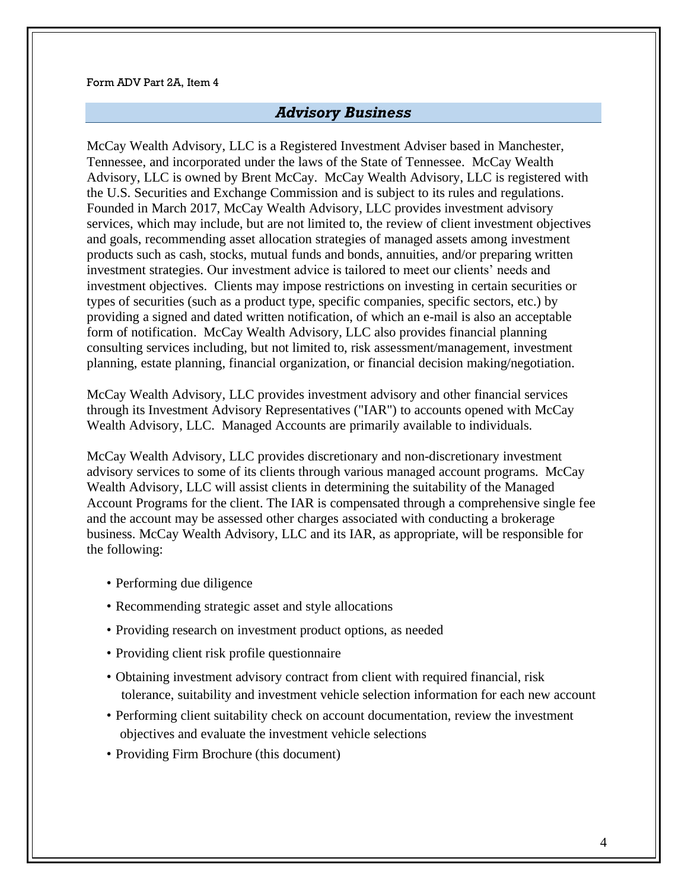Form ADV Part 2A, Item 4

## *Advisory Business*

McCay Wealth Advisory, LLC is a Registered Investment Adviser based in Manchester, Tennessee, and incorporated under the laws of the State of Tennessee. McCay Wealth Advisory, LLC is owned by Brent McCay. McCay Wealth Advisory, LLC is registered with the U.S. Securities and Exchange Commission and is subject to its rules and regulations. Founded in March 2017, McCay Wealth Advisory, LLC provides investment advisory services, which may include, but are not limited to, the review of client investment objectives and goals, recommending asset allocation strategies of managed assets among investment products such as cash, stocks, mutual funds and bonds, annuities, and/or preparing written investment strategies. Our investment advice is tailored to meet our clients' needs and investment objectives. Clients may impose restrictions on investing in certain securities or types of securities (such as a product type, specific companies, specific sectors, etc.) by providing a signed and dated written notification, of which an e-mail is also an acceptable form of notification. McCay Wealth Advisory, LLC also provides financial planning consulting services including, but not limited to, risk assessment/management, investment planning, estate planning, financial organization, or financial decision making/negotiation.

McCay Wealth Advisory, LLC provides investment advisory and other financial services through its Investment Advisory Representatives ("IAR") to accounts opened with McCay Wealth Advisory, LLC. Managed Accounts are primarily available to individuals.

McCay Wealth Advisory, LLC provides discretionary and non-discretionary investment advisory services to some of its clients through various managed account programs. McCay Wealth Advisory, LLC will assist clients in determining the suitability of the Managed Account Programs for the client. The IAR is compensated through a comprehensive single fee and the account may be assessed other charges associated with conducting a brokerage business. McCay Wealth Advisory, LLC and its IAR, as appropriate, will be responsible for the following:

- Performing due diligence
- Recommending strategic asset and style allocations
- Providing research on investment product options, as needed
- Providing client risk profile questionnaire
- Obtaining investment advisory contract from client with required financial, risk tolerance, suitability and investment vehicle selection information for each new account
- Performing client suitability check on account documentation, review the investment objectives and evaluate the investment vehicle selections
- Providing Firm Brochure (this document)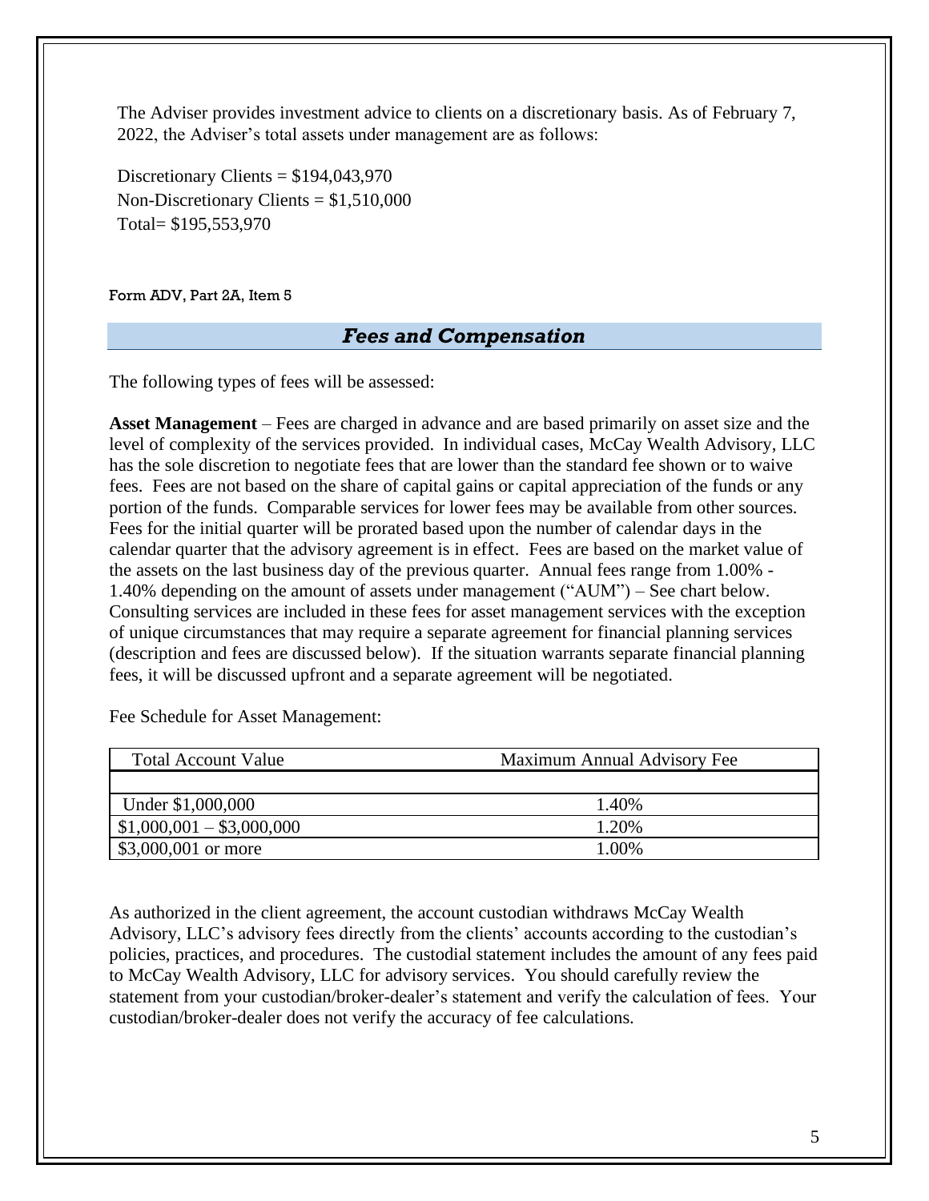The Adviser provides investment advice to clients on a discretionary basis. As of February 7, 2022, the Adviser's total assets under management are as follows:

Discretionary Clients = $194,043,970
Non-Discretionary Clients = $1,510,000
Total= $195,553,970

Form ADV, Part 2A, Item 5

## *Fees and Compensation*

The following types of fees will be assessed:

**Asset Management** – Fees are charged in advance and are based primarily on asset size and the level of complexity of the services provided. In individual cases, McCay Wealth Advisory, LLC has the sole discretion to negotiate fees that are lower than the standard fee shown or to waive fees. Fees are not based on the share of capital gains or capital appreciation of the funds or any portion of the funds. Comparable services for lower fees may be available from other sources. Fees for the initial quarter will be prorated based upon the number of calendar days in the calendar quarter that the advisory agreement is in effect. Fees are based on the market value of the assets on the last business day of the previous quarter. Annual fees range from 1.00% - 1.40% depending on the amount of assets under management ("AUM") – See chart below. Consulting services are included in these fees for asset management services with the exception of unique circumstances that may require a separate agreement for financial planning services (description and fees are discussed below). If the situation warrants separate financial planning fees, it will be discussed upfront and a separate agreement will be negotiated.

Fee Schedule for Asset Management:

| Total Account Value | Maximum Annual Advisory Fee |
|---|---|
| Under $1,000,000 | 1.40% |
| $1,000,001 – $3,000,000 | 1.20% |
| $3,000,001 or more | 1.00% |

As authorized in the client agreement, the account custodian withdraws McCay Wealth Advisory, LLC's advisory fees directly from the clients' accounts according to the custodian's policies, practices, and procedures. The custodial statement includes the amount of any fees paid to McCay Wealth Advisory, LLC for advisory services. You should carefully review the statement from your custodian/broker-dealer's statement and verify the calculation of fees. Your custodian/broker-dealer does not verify the accuracy of fee calculations.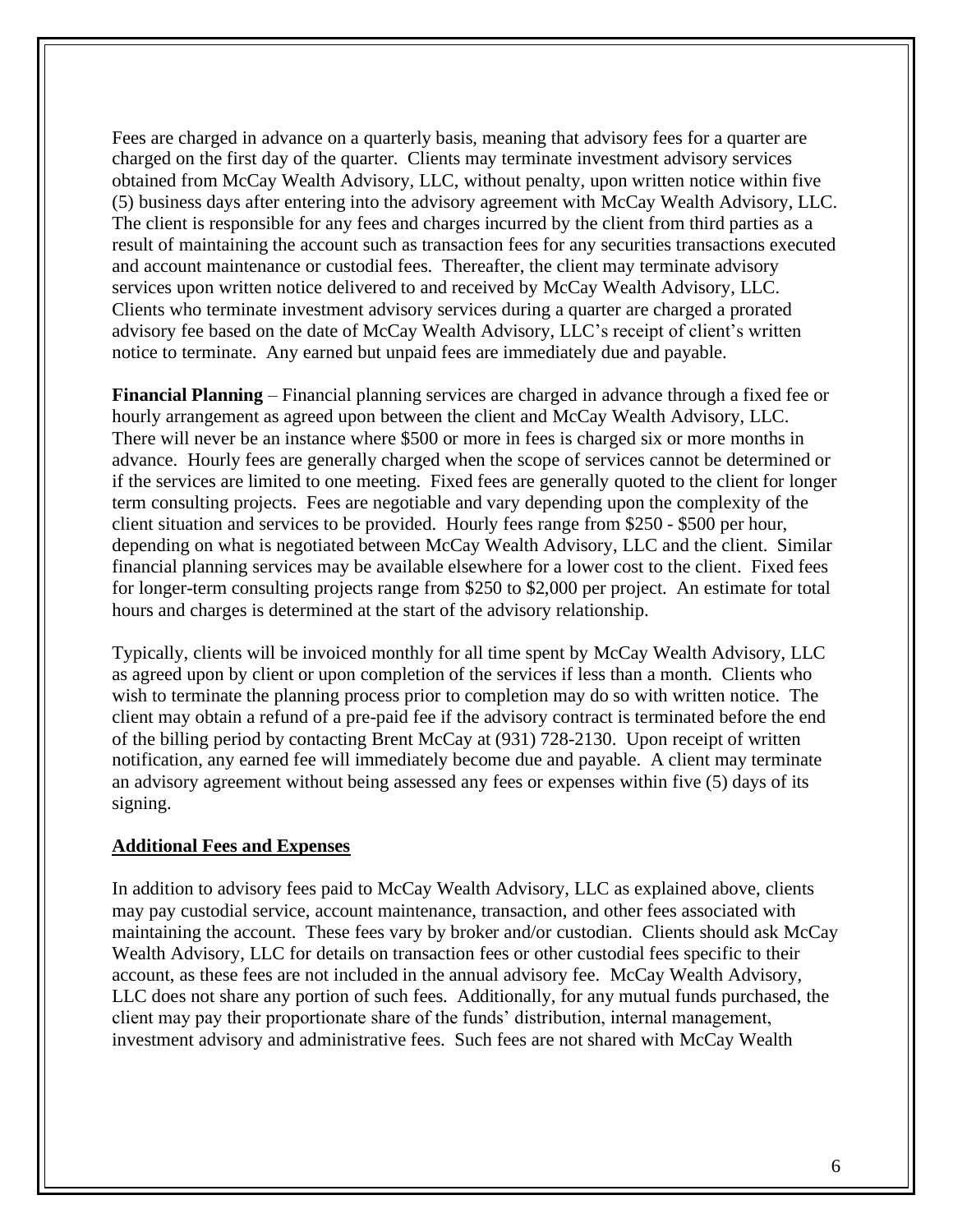Fees are charged in advance on a quarterly basis, meaning that advisory fees for a quarter are charged on the first day of the quarter. Clients may terminate investment advisory services obtained from McCay Wealth Advisory, LLC, without penalty, upon written notice within five (5) business days after entering into the advisory agreement with McCay Wealth Advisory, LLC. The client is responsible for any fees and charges incurred by the client from third parties as a result of maintaining the account such as transaction fees for any securities transactions executed and account maintenance or custodial fees. Thereafter, the client may terminate advisory services upon written notice delivered to and received by McCay Wealth Advisory, LLC. Clients who terminate investment advisory services during a quarter are charged a prorated advisory fee based on the date of McCay Wealth Advisory, LLC's receipt of client's written notice to terminate. Any earned but unpaid fees are immediately due and payable.

**Financial Planning** – Financial planning services are charged in advance through a fixed fee or hourly arrangement as agreed upon between the client and McCay Wealth Advisory, LLC. There will never be an instance where $500 or more in fees is charged six or more months in advance. Hourly fees are generally charged when the scope of services cannot be determined or if the services are limited to one meeting. Fixed fees are generally quoted to the client for longer term consulting projects. Fees are negotiable and vary depending upon the complexity of the client situation and services to be provided. Hourly fees range from $250 - $500 per hour, depending on what is negotiated between McCay Wealth Advisory, LLC and the client. Similar financial planning services may be available elsewhere for a lower cost to the client. Fixed fees for longer-term consulting projects range from $250 to $2,000 per project. An estimate for total hours and charges is determined at the start of the advisory relationship.

Typically, clients will be invoiced monthly for all time spent by McCay Wealth Advisory, LLC as agreed upon by client or upon completion of the services if less than a month. Clients who wish to terminate the planning process prior to completion may do so with written notice. The client may obtain a refund of a pre-paid fee if the advisory contract is terminated before the end of the billing period by contacting Brent McCay at (931) 728-2130. Upon receipt of written notification, any earned fee will immediately become due and payable. A client may terminate an advisory agreement without being assessed any fees or expenses within five (5) days of its signing.

**Additional Fees and Expenses**

In addition to advisory fees paid to McCay Wealth Advisory, LLC as explained above, clients may pay custodial service, account maintenance, transaction, and other fees associated with maintaining the account. These fees vary by broker and/or custodian. Clients should ask McCay Wealth Advisory, LLC for details on transaction fees or other custodial fees specific to their account, as these fees are not included in the annual advisory fee. McCay Wealth Advisory, LLC does not share any portion of such fees. Additionally, for any mutual funds purchased, the client may pay their proportionate share of the funds' distribution, internal management, investment advisory and administrative fees. Such fees are not shared with McCay Wealth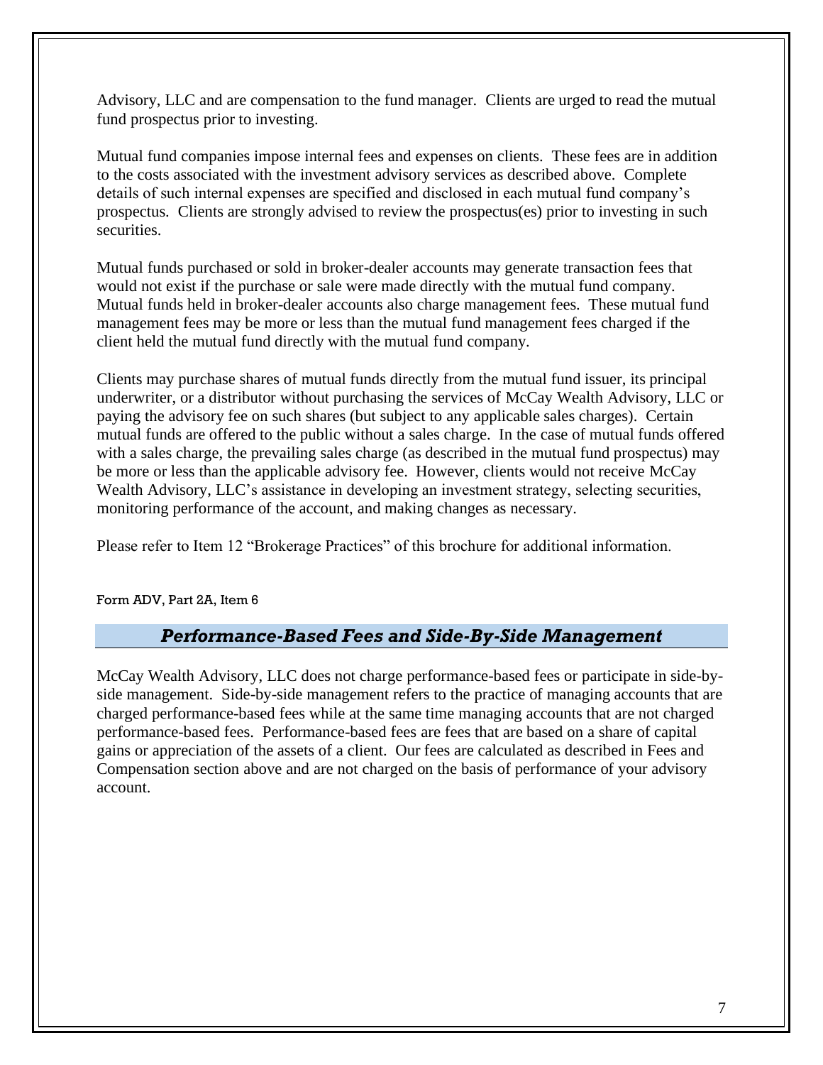Advisory, LLC and are compensation to the fund manager. Clients are urged to read the mutual fund prospectus prior to investing.

Mutual fund companies impose internal fees and expenses on clients. These fees are in addition to the costs associated with the investment advisory services as described above. Complete details of such internal expenses are specified and disclosed in each mutual fund company's prospectus. Clients are strongly advised to review the prospectus(es) prior to investing in such securities.

Mutual funds purchased or sold in broker-dealer accounts may generate transaction fees that would not exist if the purchase or sale were made directly with the mutual fund company. Mutual funds held in broker-dealer accounts also charge management fees. These mutual fund management fees may be more or less than the mutual fund management fees charged if the client held the mutual fund directly with the mutual fund company.

Clients may purchase shares of mutual funds directly from the mutual fund issuer, its principal underwriter, or a distributor without purchasing the services of McCay Wealth Advisory, LLC or paying the advisory fee on such shares (but subject to any applicable sales charges). Certain mutual funds are offered to the public without a sales charge. In the case of mutual funds offered with a sales charge, the prevailing sales charge (as described in the mutual fund prospectus) may be more or less than the applicable advisory fee. However, clients would not receive McCay Wealth Advisory, LLC's assistance in developing an investment strategy, selecting securities, monitoring performance of the account, and making changes as necessary.

Please refer to Item 12 "Brokerage Practices" of this brochure for additional information.

Form ADV, Part 2A, Item 6

## *Performance-Based Fees and Side-By-Side Management*

McCay Wealth Advisory, LLC does not charge performance-based fees or participate in side-by-side management. Side-by-side management refers to the practice of managing accounts that are charged performance-based fees while at the same time managing accounts that are not charged performance-based fees. Performance-based fees are fees that are based on a share of capital gains or appreciation of the assets of a client. Our fees are calculated as described in Fees and Compensation section above and are not charged on the basis of performance of your advisory account.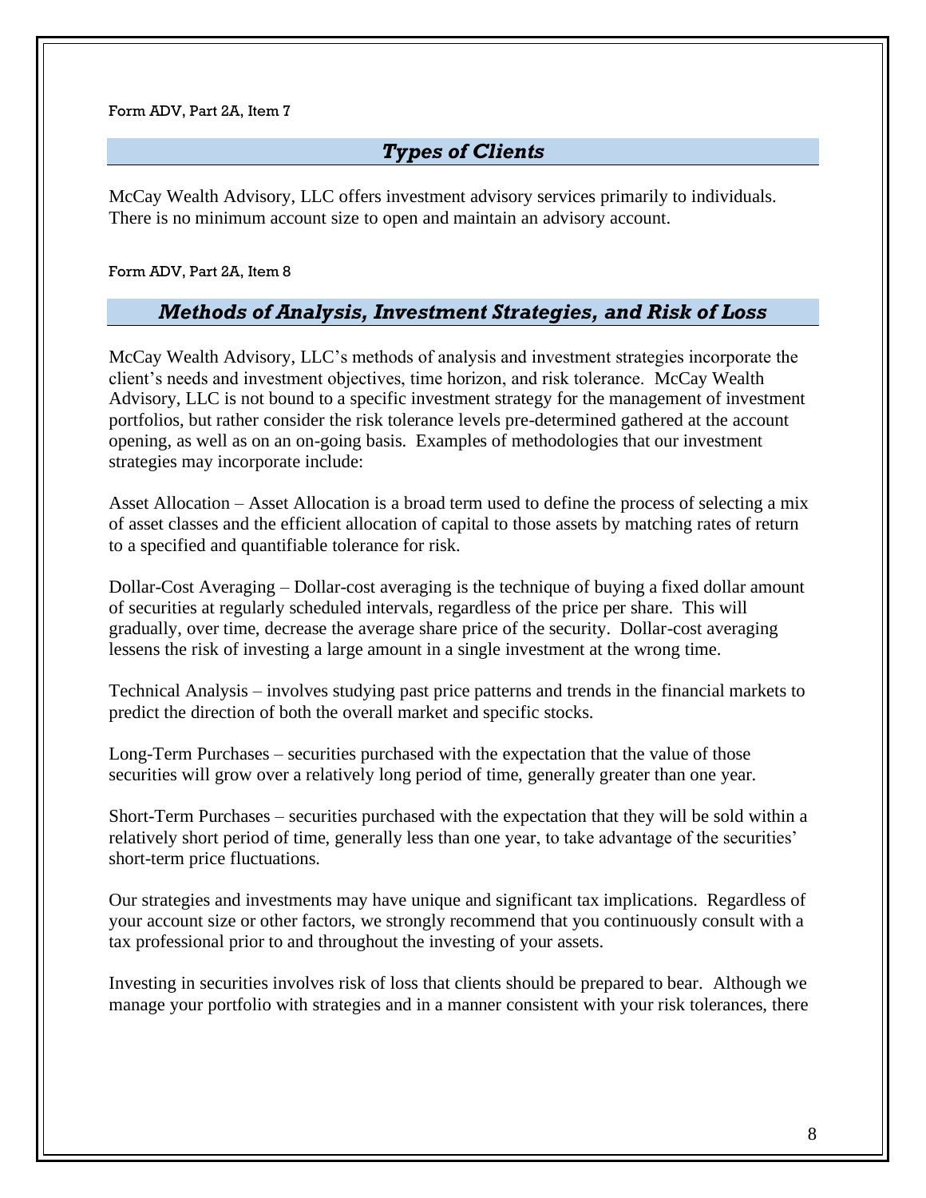Form ADV, Part 2A, Item 7

## *Types of Clients*

McCay Wealth Advisory, LLC offers investment advisory services primarily to individuals. There is no minimum account size to open and maintain an advisory account.

Form ADV, Part 2A, Item 8

## *Methods of Analysis, Investment Strategies, and Risk of Loss*

McCay Wealth Advisory, LLC's methods of analysis and investment strategies incorporate the client's needs and investment objectives, time horizon, and risk tolerance. McCay Wealth Advisory, LLC is not bound to a specific investment strategy for the management of investment portfolios, but rather consider the risk tolerance levels pre-determined gathered at the account opening, as well as on an on-going basis. Examples of methodologies that our investment strategies may incorporate include:

Asset Allocation – Asset Allocation is a broad term used to define the process of selecting a mix of asset classes and the efficient allocation of capital to those assets by matching rates of return to a specified and quantifiable tolerance for risk.

Dollar-Cost Averaging – Dollar-cost averaging is the technique of buying a fixed dollar amount of securities at regularly scheduled intervals, regardless of the price per share. This will gradually, over time, decrease the average share price of the security. Dollar-cost averaging lessens the risk of investing a large amount in a single investment at the wrong time.

Technical Analysis – involves studying past price patterns and trends in the financial markets to predict the direction of both the overall market and specific stocks.

Long-Term Purchases – securities purchased with the expectation that the value of those securities will grow over a relatively long period of time, generally greater than one year.

Short-Term Purchases – securities purchased with the expectation that they will be sold within a relatively short period of time, generally less than one year, to take advantage of the securities' short-term price fluctuations.

Our strategies and investments may have unique and significant tax implications. Regardless of your account size or other factors, we strongly recommend that you continuously consult with a tax professional prior to and throughout the investing of your assets.

Investing in securities involves risk of loss that clients should be prepared to bear. Although we manage your portfolio with strategies and in a manner consistent with your risk tolerances, there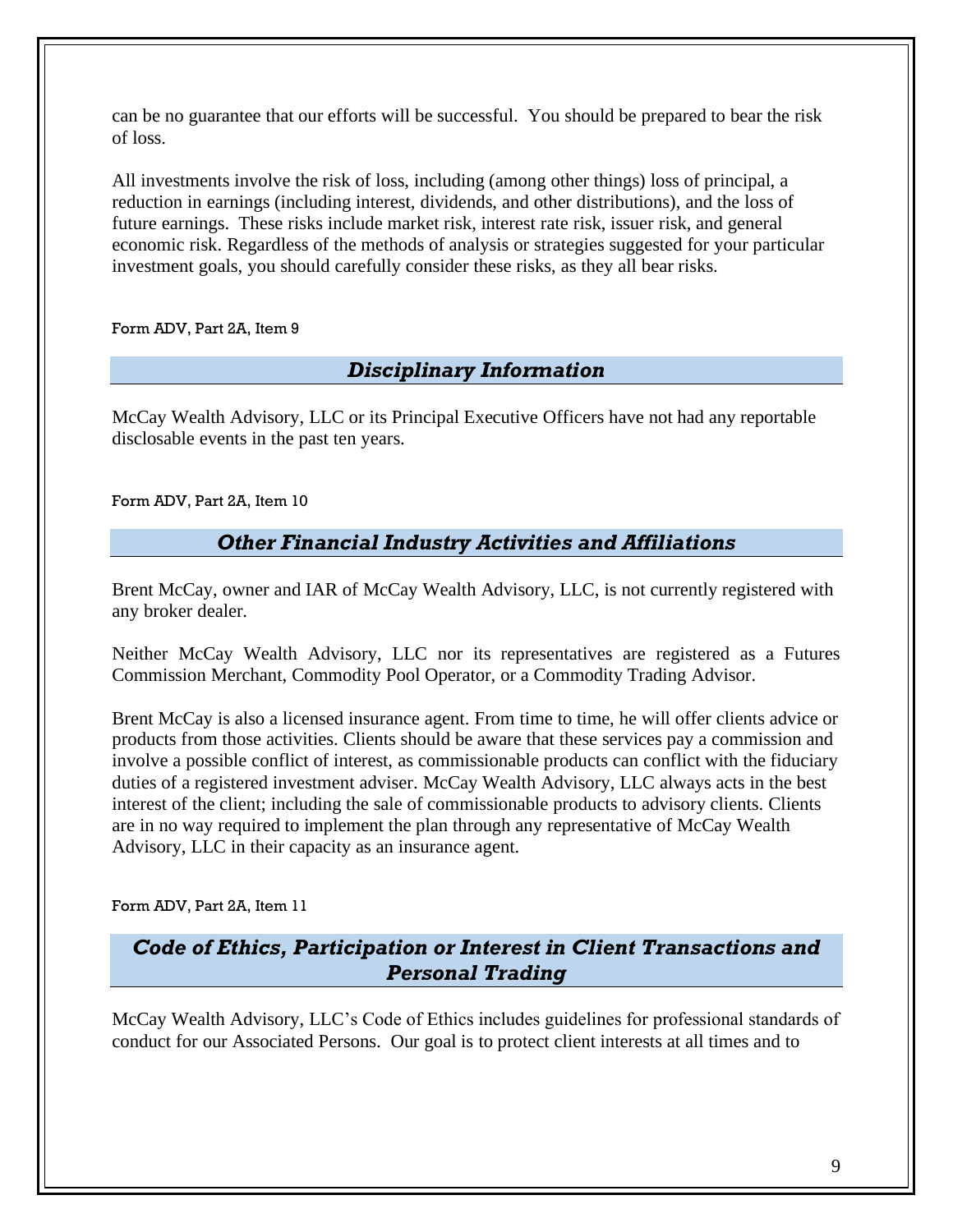can be no guarantee that our efforts will be successful. You should be prepared to bear the risk of loss.

All investments involve the risk of loss, including (among other things) loss of principal, a reduction in earnings (including interest, dividends, and other distributions), and the loss of future earnings. These risks include market risk, interest rate risk, issuer risk, and general economic risk. Regardless of the methods of analysis or strategies suggested for your particular investment goals, you should carefully consider these risks, as they all bear risks.

Form ADV, Part 2A, Item 9

## *Disciplinary Information*

McCay Wealth Advisory, LLC or its Principal Executive Officers have not had any reportable disclosable events in the past ten years.

Form ADV, Part 2A, Item 10

## *Other Financial Industry Activities and Affiliations*

Brent McCay, owner and IAR of McCay Wealth Advisory, LLC, is not currently registered with any broker dealer.

Neither McCay Wealth Advisory, LLC nor its representatives are registered as a Futures Commission Merchant, Commodity Pool Operator, or a Commodity Trading Advisor.

Brent McCay is also a licensed insurance agent. From time to time, he will offer clients advice or products from those activities. Clients should be aware that these services pay a commission and involve a possible conflict of interest, as commissionable products can conflict with the fiduciary duties of a registered investment adviser. McCay Wealth Advisory, LLC always acts in the best interest of the client; including the sale of commissionable products to advisory clients. Clients are in no way required to implement the plan through any representative of McCay Wealth Advisory, LLC in their capacity as an insurance agent.

Form ADV, Part 2A, Item 11

## *Code of Ethics, Participation or Interest in Client Transactions and Personal Trading*

McCay Wealth Advisory, LLC's Code of Ethics includes guidelines for professional standards of conduct for our Associated Persons. Our goal is to protect client interests at all times and to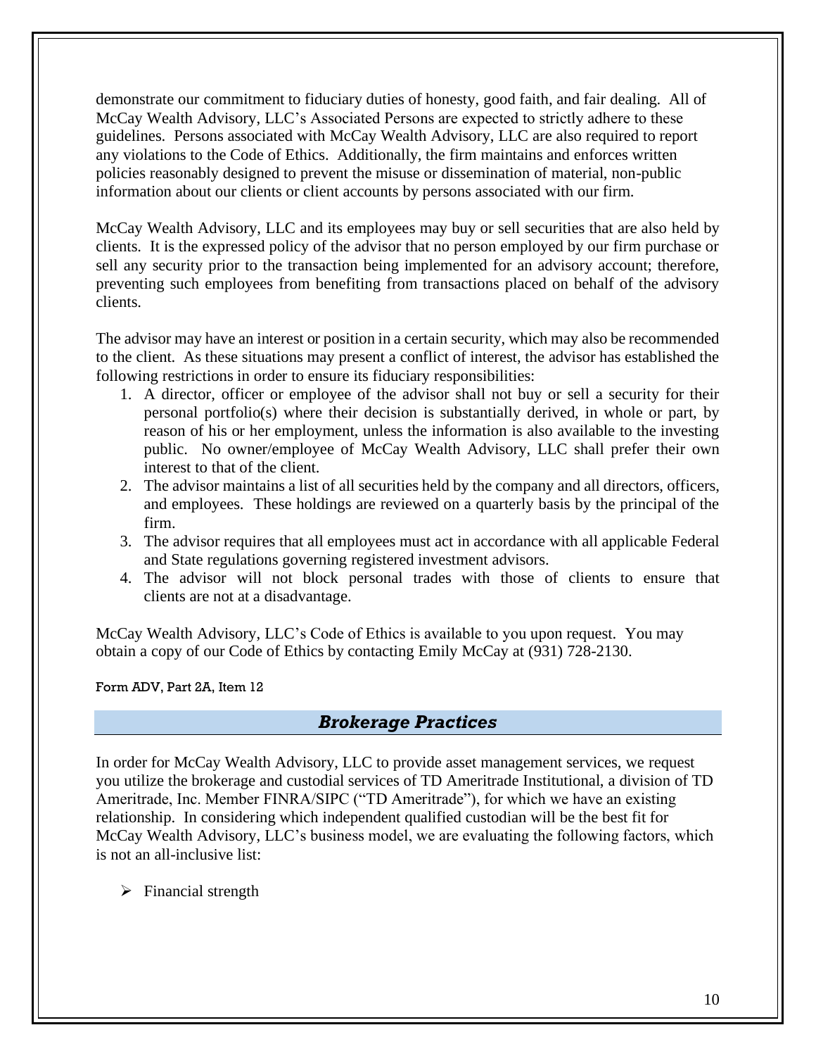demonstrate our commitment to fiduciary duties of honesty, good faith, and fair dealing. All of McCay Wealth Advisory, LLC's Associated Persons are expected to strictly adhere to these guidelines. Persons associated with McCay Wealth Advisory, LLC are also required to report any violations to the Code of Ethics. Additionally, the firm maintains and enforces written policies reasonably designed to prevent the misuse or dissemination of material, non-public information about our clients or client accounts by persons associated with our firm.

McCay Wealth Advisory, LLC and its employees may buy or sell securities that are also held by clients. It is the expressed policy of the advisor that no person employed by our firm purchase or sell any security prior to the transaction being implemented for an advisory account; therefore, preventing such employees from benefiting from transactions placed on behalf of the advisory clients.

The advisor may have an interest or position in a certain security, which may also be recommended to the client. As these situations may present a conflict of interest, the advisor has established the following restrictions in order to ensure its fiduciary responsibilities:

1. A director, officer or employee of the advisor shall not buy or sell a security for their personal portfolio(s) where their decision is substantially derived, in whole or part, by reason of his or her employment, unless the information is also available to the investing public. No owner/employee of McCay Wealth Advisory, LLC shall prefer their own interest to that of the client.
2. The advisor maintains a list of all securities held by the company and all directors, officers, and employees. These holdings are reviewed on a quarterly basis by the principal of the firm.
3. The advisor requires that all employees must act in accordance with all applicable Federal and State regulations governing registered investment advisors.
4. The advisor will not block personal trades with those of clients to ensure that clients are not at a disadvantage.

McCay Wealth Advisory, LLC's Code of Ethics is available to you upon request. You may obtain a copy of our Code of Ethics by contacting Emily McCay at (931) 728-2130.

Form ADV, Part 2A, Item 12

## *Brokerage Practices*

In order for McCay Wealth Advisory, LLC to provide asset management services, we request you utilize the brokerage and custodial services of TD Ameritrade Institutional, a division of TD Ameritrade, Inc. Member FINRA/SIPC ("TD Ameritrade"), for which we have an existing relationship. In considering which independent qualified custodian will be the best fit for McCay Wealth Advisory, LLC's business model, we are evaluating the following factors, which is not an all-inclusive list:

- Financial strength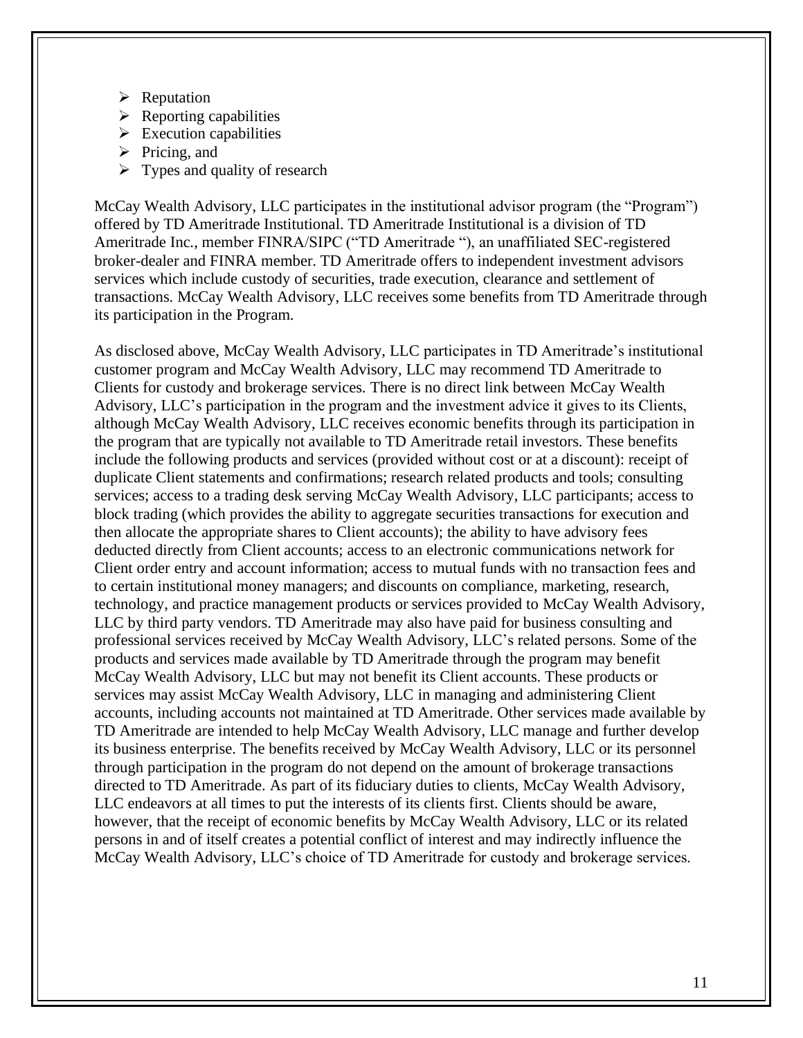- Reputation
- Reporting capabilities
- Execution capabilities
- Pricing, and
- Types and quality of research

McCay Wealth Advisory, LLC participates in the institutional advisor program (the "Program") offered by TD Ameritrade Institutional. TD Ameritrade Institutional is a division of TD Ameritrade Inc., member FINRA/SIPC ("TD Ameritrade "), an unaffiliated SEC-registered broker-dealer and FINRA member. TD Ameritrade offers to independent investment advisors services which include custody of securities, trade execution, clearance and settlement of transactions. McCay Wealth Advisory, LLC receives some benefits from TD Ameritrade through its participation in the Program.

As disclosed above, McCay Wealth Advisory, LLC participates in TD Ameritrade's institutional customer program and McCay Wealth Advisory, LLC may recommend TD Ameritrade to Clients for custody and brokerage services. There is no direct link between McCay Wealth Advisory, LLC's participation in the program and the investment advice it gives to its Clients, although McCay Wealth Advisory, LLC receives economic benefits through its participation in the program that are typically not available to TD Ameritrade retail investors. These benefits include the following products and services (provided without cost or at a discount): receipt of duplicate Client statements and confirmations; research related products and tools; consulting services; access to a trading desk serving McCay Wealth Advisory, LLC participants; access to block trading (which provides the ability to aggregate securities transactions for execution and then allocate the appropriate shares to Client accounts); the ability to have advisory fees deducted directly from Client accounts; access to an electronic communications network for Client order entry and account information; access to mutual funds with no transaction fees and to certain institutional money managers; and discounts on compliance, marketing, research, technology, and practice management products or services provided to McCay Wealth Advisory, LLC by third party vendors. TD Ameritrade may also have paid for business consulting and professional services received by McCay Wealth Advisory, LLC's related persons. Some of the products and services made available by TD Ameritrade through the program may benefit McCay Wealth Advisory, LLC but may not benefit its Client accounts. These products or services may assist McCay Wealth Advisory, LLC in managing and administering Client accounts, including accounts not maintained at TD Ameritrade. Other services made available by TD Ameritrade are intended to help McCay Wealth Advisory, LLC manage and further develop its business enterprise. The benefits received by McCay Wealth Advisory, LLC or its personnel through participation in the program do not depend on the amount of brokerage transactions directed to TD Ameritrade. As part of its fiduciary duties to clients, McCay Wealth Advisory, LLC endeavors at all times to put the interests of its clients first. Clients should be aware, however, that the receipt of economic benefits by McCay Wealth Advisory, LLC or its related persons in and of itself creates a potential conflict of interest and may indirectly influence the McCay Wealth Advisory, LLC's choice of TD Ameritrade for custody and brokerage services.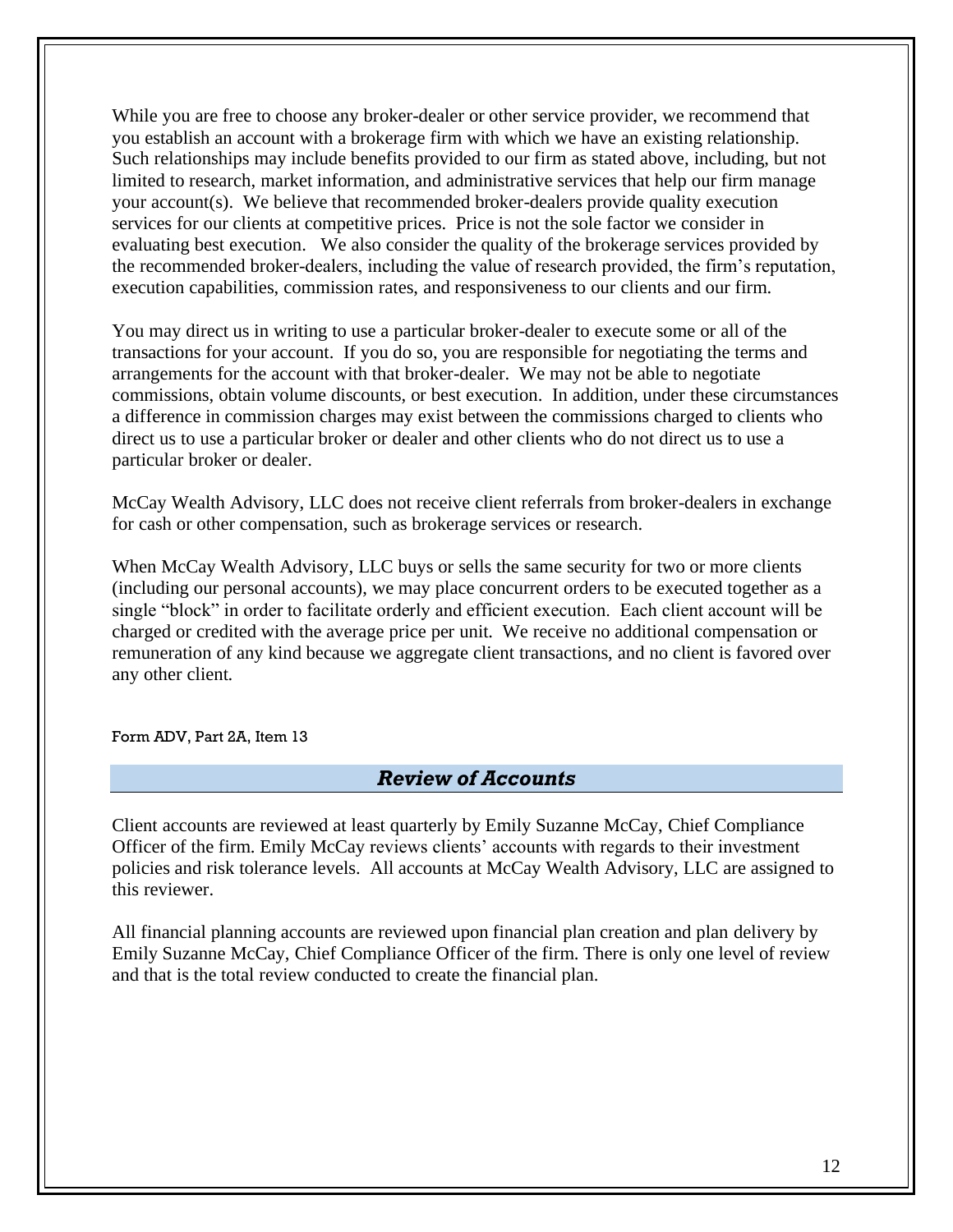While you are free to choose any broker-dealer or other service provider, we recommend that you establish an account with a brokerage firm with which we have an existing relationship. Such relationships may include benefits provided to our firm as stated above, including, but not limited to research, market information, and administrative services that help our firm manage your account(s). We believe that recommended broker-dealers provide quality execution services for our clients at competitive prices. Price is not the sole factor we consider in evaluating best execution. We also consider the quality of the brokerage services provided by the recommended broker-dealers, including the value of research provided, the firm's reputation, execution capabilities, commission rates, and responsiveness to our clients and our firm.

You may direct us in writing to use a particular broker-dealer to execute some or all of the transactions for your account. If you do so, you are responsible for negotiating the terms and arrangements for the account with that broker-dealer. We may not be able to negotiate commissions, obtain volume discounts, or best execution. In addition, under these circumstances a difference in commission charges may exist between the commissions charged to clients who direct us to use a particular broker or dealer and other clients who do not direct us to use a particular broker or dealer.

McCay Wealth Advisory, LLC does not receive client referrals from broker-dealers in exchange for cash or other compensation, such as brokerage services or research.

When McCay Wealth Advisory, LLC buys or sells the same security for two or more clients (including our personal accounts), we may place concurrent orders to be executed together as a single "block" in order to facilitate orderly and efficient execution. Each client account will be charged or credited with the average price per unit. We receive no additional compensation or remuneration of any kind because we aggregate client transactions, and no client is favored over any other client.

Form ADV, Part 2A, Item 13

## *Review of Accounts*

Client accounts are reviewed at least quarterly by Emily Suzanne McCay, Chief Compliance Officer of the firm. Emily McCay reviews clients' accounts with regards to their investment policies and risk tolerance levels. All accounts at McCay Wealth Advisory, LLC are assigned to this reviewer.

All financial planning accounts are reviewed upon financial plan creation and plan delivery by Emily Suzanne McCay, Chief Compliance Officer of the firm. There is only one level of review and that is the total review conducted to create the financial plan.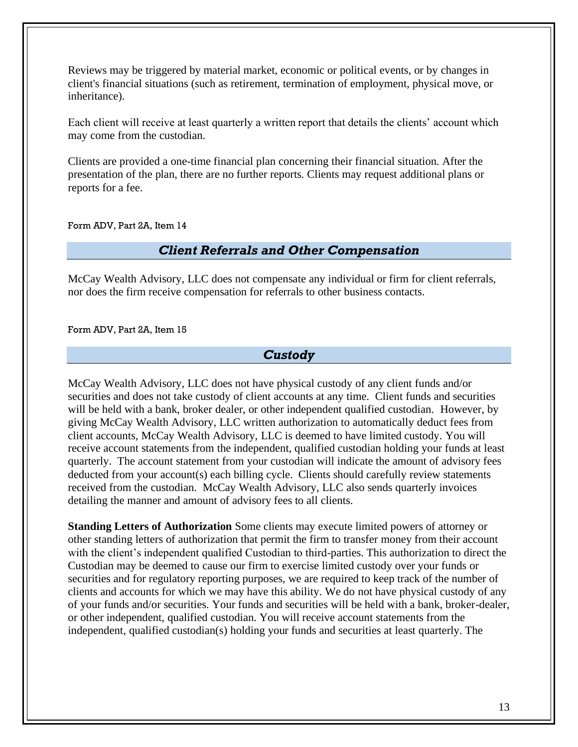Reviews may be triggered by material market, economic or political events, or by changes in client's financial situations (such as retirement, termination of employment, physical move, or inheritance).

Each client will receive at least quarterly a written report that details the clients' account which may come from the custodian.

Clients are provided a one-time financial plan concerning their financial situation. After the presentation of the plan, there are no further reports. Clients may request additional plans or reports for a fee.

Form ADV, Part 2A, Item 14

## *Client Referrals and Other Compensation*

McCay Wealth Advisory, LLC does not compensate any individual or firm for client referrals, nor does the firm receive compensation for referrals to other business contacts.

Form ADV, Part 2A, Item 15

## *Custody*

McCay Wealth Advisory, LLC does not have physical custody of any client funds and/or securities and does not take custody of client accounts at any time. Client funds and securities will be held with a bank, broker dealer, or other independent qualified custodian. However, by giving McCay Wealth Advisory, LLC written authorization to automatically deduct fees from client accounts, McCay Wealth Advisory, LLC is deemed to have limited custody. You will receive account statements from the independent, qualified custodian holding your funds at least quarterly. The account statement from your custodian will indicate the amount of advisory fees deducted from your account(s) each billing cycle. Clients should carefully review statements received from the custodian. McCay Wealth Advisory, LLC also sends quarterly invoices detailing the manner and amount of advisory fees to all clients.

**Standing Letters of Authorization** Some clients may execute limited powers of attorney or other standing letters of authorization that permit the firm to transfer money from their account with the client's independent qualified Custodian to third-parties. This authorization to direct the Custodian may be deemed to cause our firm to exercise limited custody over your funds or securities and for regulatory reporting purposes, we are required to keep track of the number of clients and accounts for which we may have this ability. We do not have physical custody of any of your funds and/or securities. Your funds and securities will be held with a bank, broker-dealer, or other independent, qualified custodian. You will receive account statements from the independent, qualified custodian(s) holding your funds and securities at least quarterly. The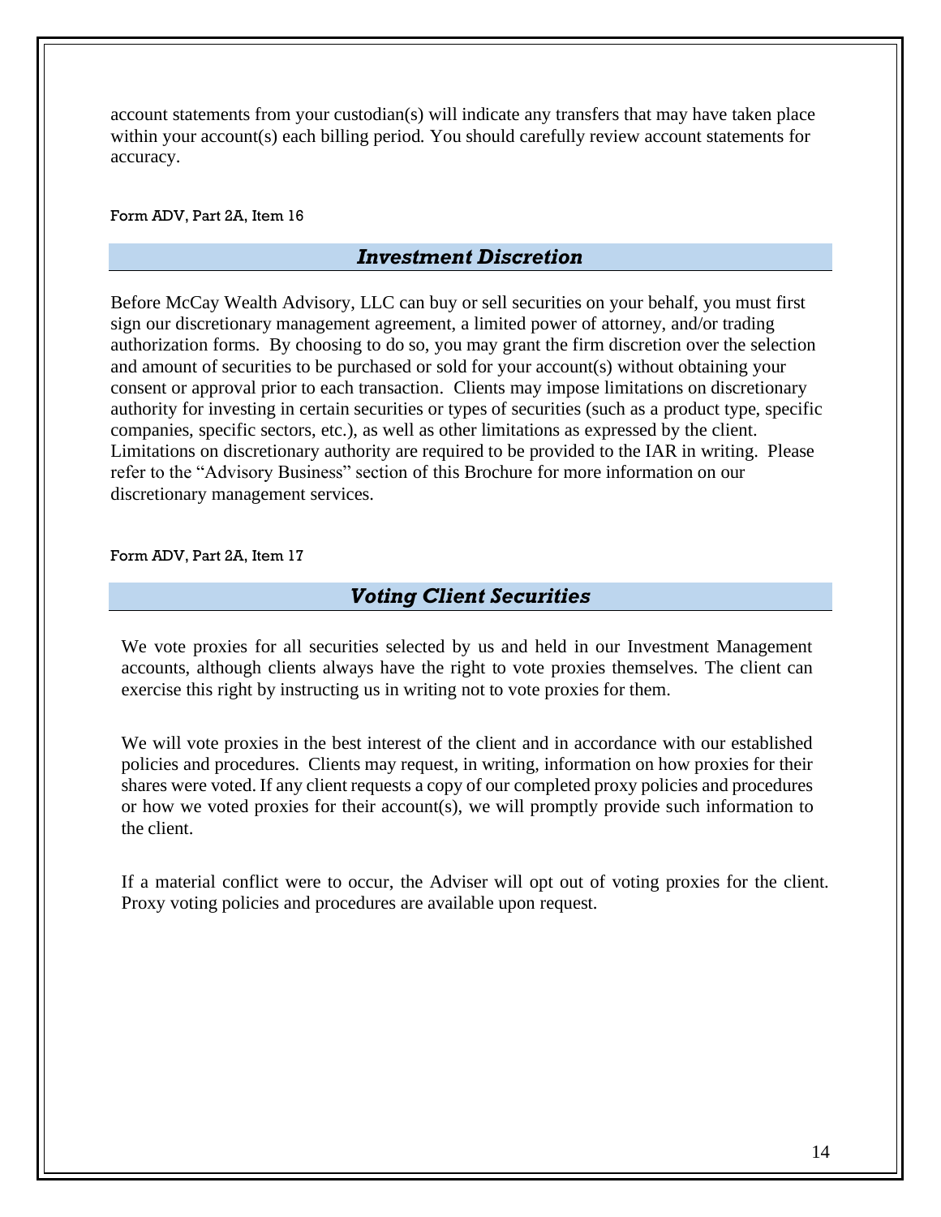account statements from your custodian(s) will indicate any transfers that may have taken place within your account(s) each billing period. You should carefully review account statements for accuracy.

Form ADV, Part 2A, Item 16

## *Investment Discretion*

Before McCay Wealth Advisory, LLC can buy or sell securities on your behalf, you must first sign our discretionary management agreement, a limited power of attorney, and/or trading authorization forms. By choosing to do so, you may grant the firm discretion over the selection and amount of securities to be purchased or sold for your account(s) without obtaining your consent or approval prior to each transaction. Clients may impose limitations on discretionary authority for investing in certain securities or types of securities (such as a product type, specific companies, specific sectors, etc.), as well as other limitations as expressed by the client. Limitations on discretionary authority are required to be provided to the IAR in writing. Please refer to the "Advisory Business" section of this Brochure for more information on our discretionary management services.

Form ADV, Part 2A, Item 17

## *Voting Client Securities*

We vote proxies for all securities selected by us and held in our Investment Management accounts, although clients always have the right to vote proxies themselves. The client can exercise this right by instructing us in writing not to vote proxies for them.

We will vote proxies in the best interest of the client and in accordance with our established policies and procedures. Clients may request, in writing, information on how proxies for their shares were voted. If any client requests a copy of our completed proxy policies and procedures or how we voted proxies for their account(s), we will promptly provide such information to the client.

If a material conflict were to occur, the Adviser will opt out of voting proxies for the client. Proxy voting policies and procedures are available upon request.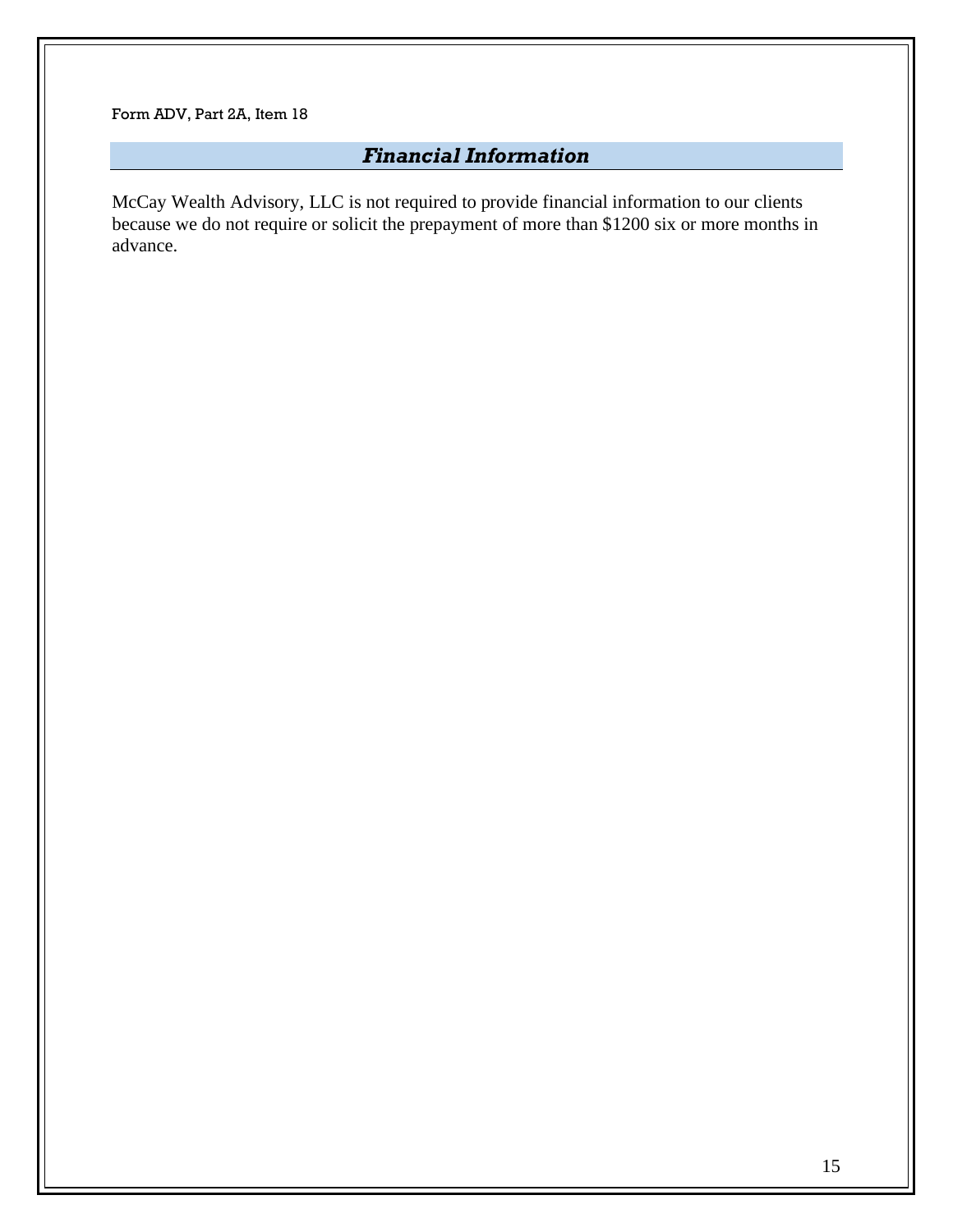Form ADV, Part 2A, Item 18

## *Financial Information*

McCay Wealth Advisory, LLC is not required to provide financial information to our clients because we do not require or solicit the prepayment of more than $1200 six or more months in advance.